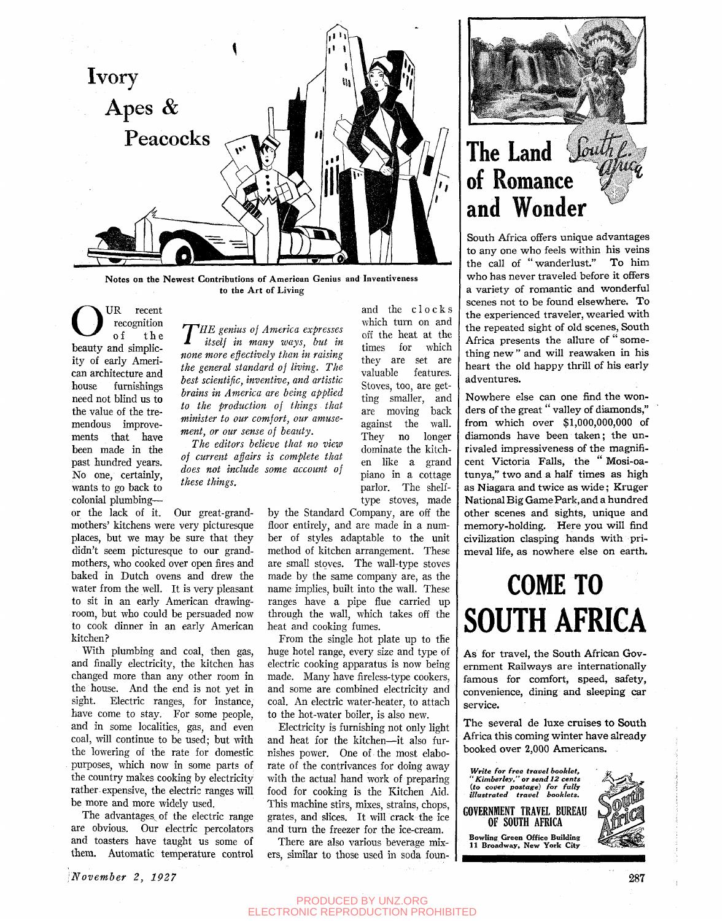# Ivory Apes & Peacocks

Notes on the Newest Contributions of American Genius and Inventiveness to the Art of Living

*THE genius of America expresses itself in many ways, but in none more effectively than in raising the general standard of living. The best scientific, inventive, and artistic brains in America are being applied to the production of things that minister to our comfort, our amusement, or our sense of beauty.*

*The editors believe that no view of current affairs is complete that does not include some account of these things.*

OUR recent recognition of the beauty and simplicity of early American architecture and house furnishings need not blind us to the value of the tremendous improvements that have been made in the past hundred years. No one, certainly, wants to go back to colonial plumbing—or the lack of it. Our great-grandmothers' kitchens were very picturesque places, but we may be sure that they didn't seem picturesque to our grandmothers, who cooked over open fires and baked in Dutch ovens and drew the water from the well. It is very pleasant to sit in an early American drawing-room, but who could be persuaded now to cook dinner in an early American kitchen?

With plumbing and coal, then gas, and finally electricity, the kitchen has changed more than any other room in the house. And the end is not yet in sight. Electric ranges, for instance, have come to stay. For some people, and in some localities, gas, and even coal, will continue to be used; but with the lowering of the rate for domestic purposes, which now in some parts of the country makes cooking by electricity rather expensive, the electric ranges will be more and more widely used.

The advantages of the electric range are obvious. Our electric percolators and toasters have taught us some of them. Automatic temperature control and the clocks which turn on and off the heat at the times for which they are set are valuable features. Stoves, too, are getting smaller, and are moving back against the wall. They no longer dominate the kitchen like a grand piano in a cottage parlor. The shelf-type stoves, made by the Standard Company, are off the floor entirely, and are made in a number of styles adaptable to the unit method of kitchen arrangement. These are small stoves. The wall-type stoves made by the same company are, as the name implies, built into the wall. These ranges have a pipe flue carried up through the wall, which takes off the heat and cooking fumes.

From the single hot plate up to the huge hotel range, every size and type of electric cooking apparatus is now being made. Many have fireless-type cookers, and some are combined electricity and coal. An electric water-heater, to attach to the hot-water boiler, is also new.

Electricity is furnishing not only light and heat for the kitchen—it also furnishes power. One of the most elaborate of the contrivances for doing away with the actual hand work of preparing food for cooking is the Kitchen Aid. This machine stirs, mixes, strains, chops, grates, and slices. It will crack the ice and turn the freezer for the ice-cream.

There are also various beverage mixers, similar to those used in soda foun-

---

# The Land of Romance and Wonder

South Africa offers unique advantages to any one who feels within his veins the call of "wanderlust." To him who has never traveled before it offers a variety of romantic and wonderful scenes not to be found elsewhere. To the experienced traveler, wearied with the repeated sight of old scenes, South Africa presents the allure of "something new" and will reawaken in his heart the old happy thrill of his early adventures.

Nowhere else can one find the wonders of the great "valley of diamonds," from which over $1,000,000,000 of diamonds have been taken; the unrivaled impressiveness of the magnificent Victoria Falls, the "Mosi-oa-tunya," two and a half times as high as Niagara and twice as wide; Kruger National Big Game Park, and a hundred other scenes and sights, unique and memory-holding. Here you will find civilization clasping hands with primeval life, as nowhere else on earth.

## COME TO SOUTH AFRICA

As for travel, the South African Government Railways are internationally famous for comfort, speed, safety, convenience, dining and sleeping car service.

The several de luxe cruises to South Africa this coming winter have already booked over 2,000 Americans.

*Write for free travel booklet, "Kimberley," or send 12 cents (to cover postage) for fully illustrated travel booklets.*

**GOVERNMENT TRAVEL BUREAU OF SOUTH AFRICA**

Bowling Green Office Building
11 Broadway, New York City

November 2, 1927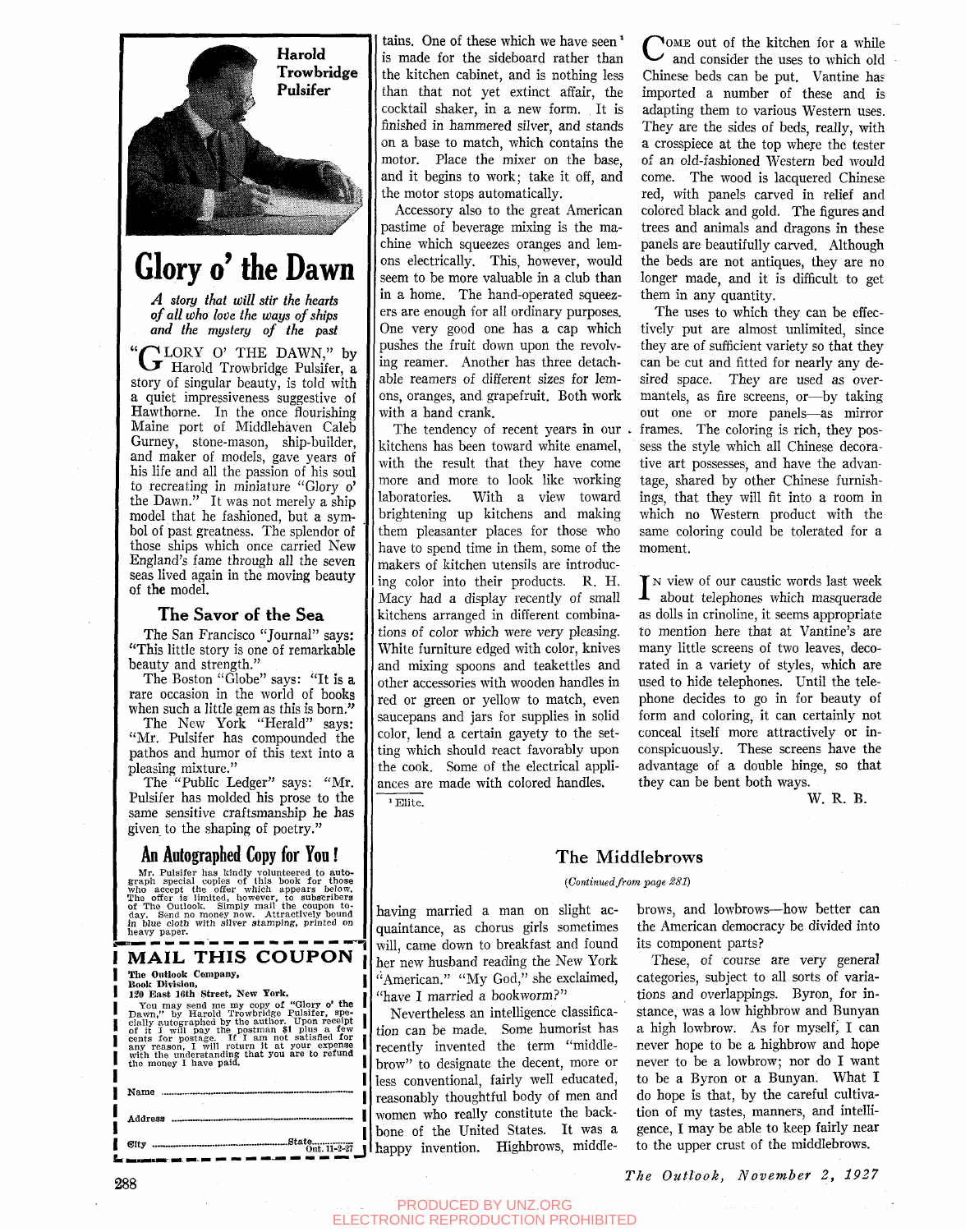Harold Trowbridge Pulsifer

# Glory o' the Dawn

*A story that will stir the hearts of all who love the ways of ships and the mystery of the past*

"GLORY O' THE DAWN," by Harold Trowbridge Pulsifer, a story of singular beauty, is told with a quiet impressiveness suggestive of Hawthorne. In the once flourishing Maine port of Middlehaven Caleb Gurney, stone-mason, ship-builder, and maker of models, gave years of his life and all the passion of his soul to recreating in miniature "Glory o' the Dawn." It was not merely a ship model that he fashioned, but a symbol of past greatness. The splendor of those ships which once carried New England's fame through all the seven seas lived again in the moving beauty of the model.

## The Savor of the Sea

The San Francisco "Journal" says: "This little story is one of remarkable beauty and strength."

The Boston "Globe" says: "It is a rare occasion in the world of books when such a little gem as this is born."

The New York "Herald" says: "Mr. Pulsifer has compounded the pathos and humor of this text into a pleasing mixture."

The "Public Ledger" says: "Mr. Pulsifer has molded his prose to the same sensitive craftsmanship he has given to the shaping of poetry."

## An Autographed Copy for You!

Mr. Pulsifer has kindly volunteered to autograph special copies of this book for those who accept the offer which appears below. The offer is limited, however, to subscribers of The Outlook. Simply mail the coupon today. Send no money now. Attractively bound in blue cloth with silver stamping, printed on heavy paper.

**MAIL THIS COUPON**

**The Outlook Company,**
**Book Division,**
**120 East 16th Street, New York.**

You may send me my copy of "Glory o' the Dawn," by Harold Trowbridge Pulsifer, specially autographed by the author. Upon receipt of it I will pay the postman $1 plus a few cents for postage. If I am not satisfied for any reason, I will return it at your expense with the understanding that you are to refund the money I have paid.

Name ..............................

Address ..............................

City ..............................State.............. Out. 11-2-27

tains. One of these which we have seen[1] is made for the sideboard rather than the kitchen cabinet, and is nothing less than that not yet extinct affair, the cocktail shaker, in a new form. It is finished in hammered silver, and stands on a base to match, which contains the motor. Place the mixer on the base, and it begins to work; take it off, and the motor stops automatically.

Accessory also to the great American pastime of beverage mixing is the machine which squeezes oranges and lemons electrically. This, however, would seem to be more valuable in a club than in a home. The hand-operated squeezers are enough for all ordinary purposes. One very good one has a cap which pushes the fruit down upon the revolving reamer. Another has three detachable reamers of different sizes for lemons, oranges, and grapefruit. Both work with a hand crank.

The tendency of recent years in our kitchens has been toward white enamel, with the result that they have come more and more to look like working laboratories. With a view toward brightening up kitchens and making them pleasanter places for those who have to spend time in them, some of the makers of kitchen utensils are introducing color into their products. R. H. Macy had a display recently of small kitchens arranged in different combinations of color which were very pleasing. White furniture edged with color, knives and mixing spoons and teakettles and other accessories with wooden handles in red or green or yellow to match, even saucepans and jars for supplies in solid color, lend a certain gayety to the setting which should react favorably upon the cook. Some of the electrical appliances are made with colored handles.

[1] Elite.

COME out of the kitchen for a while and consider the uses to which old Chinese beds can be put. Vantine has imported a number of these and is adapting them to various Western uses. They are the sides of beds, really, with a crosspiece at the top where the tester of an old-fashioned Western bed would come. The wood is lacquered Chinese red, with panels carved in relief and colored black and gold. The figures and trees and animals and dragons in these panels are beautifully carved. Although the beds are not antiques, they are no longer made, and it is difficult to get them in any quantity.

The uses to which they can be effectively put are almost unlimited, since they are of sufficient variety so that they can be cut and fitted for nearly any desired space. They are used as overmantels, as fire screens, or—by taking out one or more panels—as mirror frames. The coloring is rich, they possess the style which all Chinese decorative art possesses, and have the advantage, shared by other Chinese furnishings, that they will fit into a room in which no Western product with the same coloring could be tolerated for a moment.

IN view of our caustic words last week about telephones which masquerade as dolls in crinoline, it seems appropriate to mention here that at Vantine's are many little screens of two leaves, decorated in a variety of styles, which are used to hide telephones. Until the telephone decides to go in for beauty of form and coloring, it can certainly not conceal itself more attractively or inconspicuously. These screens have the advantage of a double hinge, so that they can be bent both ways.

W. R. B.

## The Middlebrows

*(Continued from page 281)*

having married a man on slight acquaintance, as chorus girls sometimes will, came down to breakfast and found her new husband reading the New York "American." "My God," she exclaimed, "have I married a bookworm?"

Nevertheless an intelligence classification can be made. Some humorist has recently invented the term "middlebrow" to designate the decent, more or less conventional, fairly well educated, reasonably thoughtful body of men and women who really constitute the backbone of the United States. It was a happy invention. Highbrows, middlebrows, and lowbrows—how better can the American democracy be divided into its component parts?

These, of course are very general categories, subject to all sorts of variations and overlappings. Byron, for instance, was a low highbrow and Bunyan a high lowbrow. As for myself, I can never hope to be a highbrow and hope never to be a lowbrow; nor do I want to be a Byron or a Bunyan. What I do hope is that, by the careful cultivation of my tastes, manners, and intelligence, I may be able to keep fairly near to the upper crust of the middlebrows.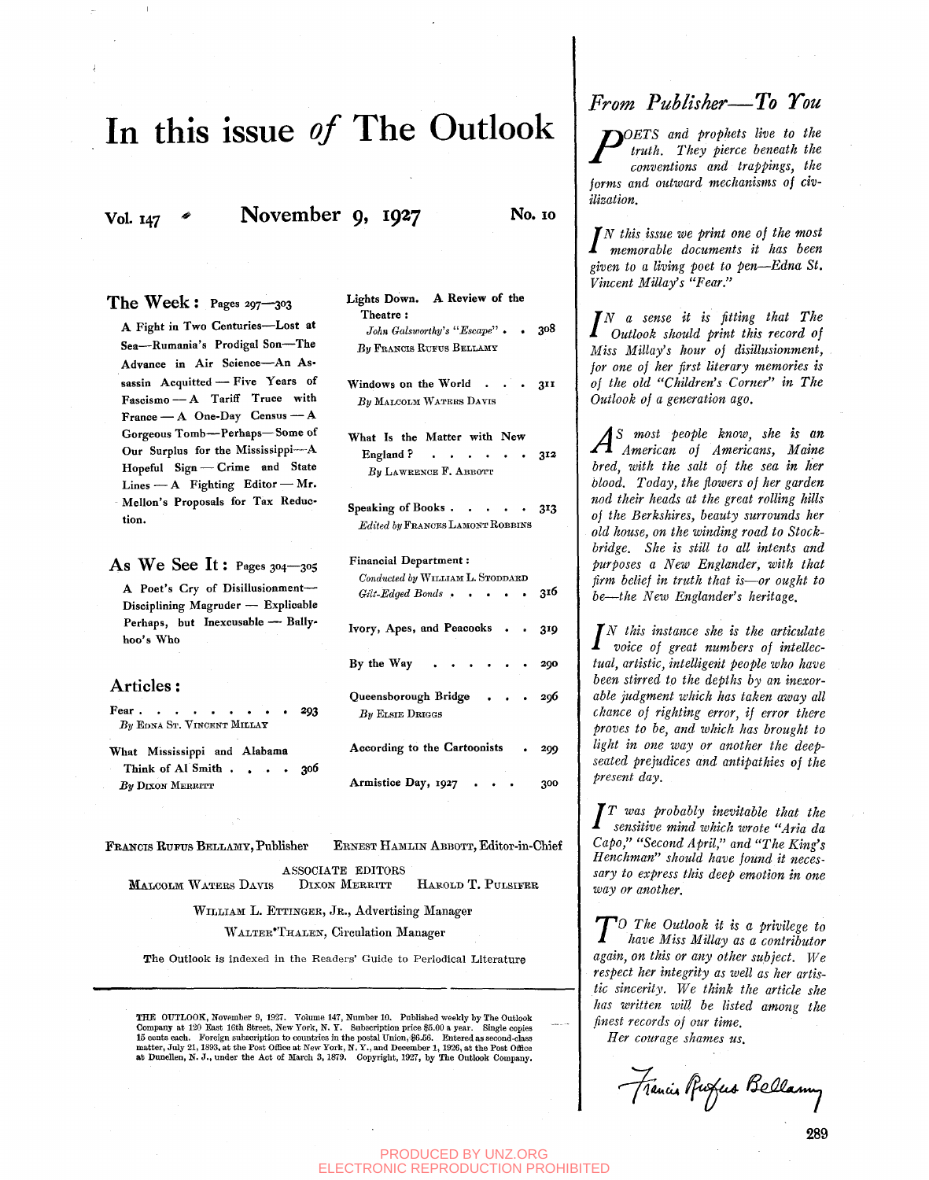# In this issue *of* The Outlook

**Vol. 147** **November 9, 1927** **No. 10**

## The Week: Pages 297—303

A Fight in Two Centuries—Lost at Sea—Rumania's Prodigal Son—The Advance in Air Science—An Assassin Acquitted — Five Years of Fascismo — A Tariff Truce with France — A One-Day Census — A Gorgeous Tomb—Perhaps—Some of Our Surplus for the Mississippi—A Hopeful Sign — Crime and State Lines — A Fighting Editor — Mr. Mellon's Proposals for Tax Reduction.

## As We See It: Pages 304—305

A Poet's Cry of Disillusionment—Disciplining Magruder — Explicable Perhaps, but Inexcusable — Ballyhoo's Who

## Articles:

Fear . . . . . . . . . 293
By Edna St. Vincent Millay

What Mississippi and Alabama Think of Al Smith . . . . 306
By Dixon Merritt

Lights Down. A Review of the Theatre:
*John Galsworthy's "Escape"* . . 308
By Francis Rufus Bellamy

Windows on the World . . . 311
By Malcolm Waters Davis

What Is the Matter with New England? . . . . . . 312
By Lawrence F. Abbott

Speaking of Books . . . . . 313
*Edited by* Frances Lamont Robbins

Financial Department:
*Conducted by* William L. Stoddard
*Gilt-Edged Bonds* . . . . . 316

Ivory, Apes, and Peacocks . . 319

By the Way . . . . . . 290

Queensborough Bridge . . . 296
By Elsie Driggs

According to the Cartoonists . 299

Armistice Day, 1927 . . . 300

Francis Rufus Bellamy, Publisher — Ernest Hamlin Abbott, Editor-in-Chief

ASSOCIATE EDITORS
Malcolm Waters Davis — Dixon Merritt — Harold T. Pulsifer

William L. Ettinger, Jr., Advertising Manager

Walter Thalen, Circulation Manager

The Outlook is indexed in the Readers' Guide to Periodical Literature

THE OUTLOOK, November 9, 1927. Volume 147, Number 10. Published weekly by The Outlook Company at 120 East 16th Street, New York, N. Y. Subscription price $5.00 a year. Single copies 15 cents each. Foreign subscription to countries in the postal Union, $6.56. Entered as second-class matter, July 21, 1893, at the Post Office at New York, N. Y., and December 1, 1926, at the Post Office at Dunellen, N. J., under the Act of March 3, 1879. Copyright, 1927, by The Outlook Company.

## *From Publisher—To You*

*Poets and prophets live to the truth. They pierce beneath the conventions and trappings, the forms and outward mechanisms of civilization.*

*In this issue we print one of the most memorable documents it has been given to a living poet to pen—Edna St. Vincent Millay's "Fear."*

*In a sense it is fitting that The Outlook should print this record of Miss Millay's hour of disillusionment, for one of her first literary memories is of the old "Children's Corner" in The Outlook of a generation ago.*

*As most people know, she is an American of Americans, Maine bred, with the salt of the sea in her blood. Today, the flowers of her garden nod their heads at the great rolling hills of the Berkshires, beauty surrounds her old house, on the winding road to Stockbridge. She is still to all intents and purposes a New Englander, with that firm belief in truth that is—or ought to be—the New Englander's heritage.*

*In this instance she is the articulate voice of great numbers of intellectual, artistic, intelligent people who have been stirred to the depths by an inexorable judgment which has taken away all chance of righting error, if error there proves to be, and which has brought to light in one way or another the deep-seated prejudices and antipathies of the present day.*

*It was probably inevitable that the sensitive mind which wrote "Aria da Capo," "Second April," and "The King's Henchman" should have found it necessary to express this deep emotion in one way or another.*

*To The Outlook it is a privilege to have Miss Millay as a contributor again, on this or any other subject. We respect her integrity as well as her artistic sincerity. We think the article she has written will be listed among the finest records of our time.*

*Her courage shames us.*

Francis Rufus Bellamy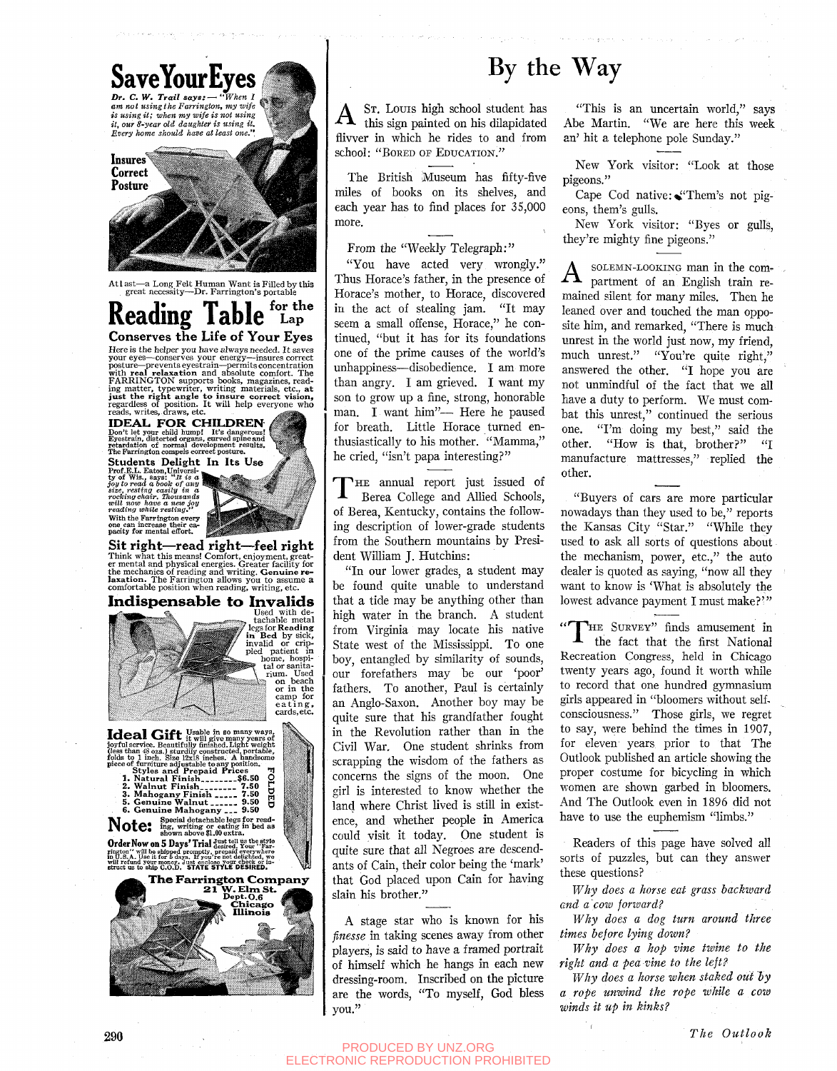# Save Your Eyes

*Dr. C. W. Trail says:— "When I am not using the Farrington, my wife is using it; when my wife is not using it, our 8-year old daughter is using it. Every home should have at least one."*

**Insures Correct Posture**

At last—a Long Felt Human Want is Filled by this great necessity—Dr. Farrington's portable

## Reading Table for the Lap

### Conserves the Life of Your Eyes

Here is the helper you have always needed. It saves your eyes—conserves your energy—insures correct posture—prevents eyestrain—permits concentration with **real relaxation** and absolute comfort. The FARRINGTON supports books, magazines, reading matter, typewriter, writing materials, etc., at **just the right angle to insure correct vision,** regardless of position. It will help everyone who reads, writes, draws, etc.

**IDEAL FOR CHILDREN**

Don't let your child hump! It's dangerous! Eyestrain, distorted organs, curved spine and retardation of normal development results. The Farrington compels correct posture.

**Students Delight In Its Use**

Prof. E. L. Eaton, University of Wis., says: *"It is a joy to read a book of any size, resting easily in a rocking chair. Thousands will now have a new joy reading while resting."*

With the Farrington every one can increase their capacity for mental effort.

**Sit right—read right—feel right**

Think what this means! Comfort, enjoyment, greater mental and physical energies. Greater facility for the mechanics of reading and writing. **Genuine relaxation.** The Farrington allows you to assume a comfortable position when reading, writing, etc.

**Indispensable to Invalids**

Used with detachable metal legs for **Reading in Bed** by sick, invalid or crippled patient in home, hospital or sanitarium. Used on beach or in the camp for eating, cards, etc.

**Ideal Gift** Usable in so many ways, it will give many years of joyful service. Beautifully finished. Light weight (less than 48 ozs.) sturdily constructed, portable, folds to 1 inch. Size 12x18 inches. A handsome piece of furniture adjustable to any position.

**Styles and Prepaid Prices**

| | |
|---|---|
| 1. Natural Finish | $6.50 |
| 2. Walnut Finish | 7.50 |
| 3. Mahogany Finish | 7.50 |
| 5. Genuine Walnut | 9.50 |
| 6. Genuine Mahogany | 9.50 |

FOLDED

**Note:** Special detachable legs for reading, writing or eating in bed as shown above $1.00 extra.

**Order Now on 5 Days' Trial** Just tell us the style desired. Your "Farrington" will be shipped promptly, prepaid everywhere in U.S.A. Use it for 5 days. If you're not delighted, we will refund your money. Just enclose your check or instruct us to ship C.O.D. **STATE STYLE DESIRED.**

**The Farrington Company**
**21 W. Elm St.**
**Dept. O.6**
**Chicago**
**Illinois**

# By the Way

A St. Louis high school student has this sign painted on his dilapidated flivver in which he rides to and from school: "Bored of Education."

The British Museum has fifty-five miles of books on its shelves, and each year has to find places for 35,000 more.

From the "Weekly Telegraph:"

"You have acted very wrongly." Thus Horace's father, in the presence of Horace's mother, to Horace, discovered in the act of stealing jam. "It may seem a small offense, Horace," he continued, "but it has for its foundations one of the prime causes of the world's unhappiness—disobedience. I am more than angry. I am grieved. I want my son to grow up a fine, strong, honorable man. I want him"— Here he paused for breath. Little Horace turned enthusiastically to his mother. "Mamma," he cried, "isn't papa interesting?"

The annual report just issued of Berea College and Allied Schools, of Berea, Kentucky, contains the following description of lower-grade students from the Southern mountains by President William J. Hutchins:

"In our lower grades, a student may be found quite unable to understand that a tide may be anything other than high water in the branch. A student from Virginia may locate his native State west of the Mississippi. To one boy, entangled by similarity of sounds, our forefathers may be our 'poor' fathers. To another, Paul is certainly an Anglo-Saxon. Another boy may be quite sure that his grandfather fought in the Revolution rather than in the Civil War. One student shrinks from scrapping the wisdom of the fathers as concerns the signs of the moon. One girl is interested to know whether the land where Christ lived is still in existence, and whether people in America could visit it today. One student is quite sure that all Negroes are descendants of Cain, their color being the 'mark' that God placed upon Cain for having slain his brother."

A stage star who is known for his *finesse* in taking scenes away from other players, is said to have a framed portrait of himself which he hangs in each new dressing-room. Inscribed on the picture are the words, "To myself, God bless you."

"This is an uncertain world," says Abe Martin. "We are here this week an' hit a telephone pole Sunday."

New York visitor: "Look at those pigeons."

Cape Cod native: "Them's not pigeons, them's gulls.

New York visitor: "Byes or gulls, they're mighty fine pigeons."

A solemn-looking man in the compartment of an English train remained silent for many miles. Then he leaned over and touched the man opposite him, and remarked, "There is much unrest in the world just now, my friend, much unrest." "You're quite right," answered the other. "I hope you are not unmindful of the fact that we all have a duty to perform. We must combat this unrest," continued the serious one. "I'm doing my best," said the other. "How is that, brother?" "I manufacture mattresses," replied the other.

"Buyers of cars are more particular nowadays than they used to be," reports the Kansas City "Star." "While they used to ask all sorts of questions about the mechanism, power, etc.," the auto dealer is quoted as saying, "now all they want to know is 'What is absolutely the lowest advance payment I must make?'"

"The Survey" finds amusement in the fact that the first National Recreation Congress, held in Chicago twenty years ago, found it worth while to record that one hundred gymnasium girls appeared in "bloomers without self-consciousness." Those girls, we regret to say, were behind the times in 1907, for eleven years prior to that The Outlook published an article showing the proper costume for bicycling in which women are shown garbed in bloomers. And The Outlook in 1896 did not have to use the euphemism "limbs."

Readers of this page have solved all sorts of puzzles, but can they answer these questions?

*Why does a horse eat grass backward and a cow forward?*

*Why does a dog turn around three times before lying down?*

*Why does a hop vine twine to the right and a pea vine to the left?*

*Why does a horse when staked out by a rope unwind the rope while a cow winds it up in kinks?*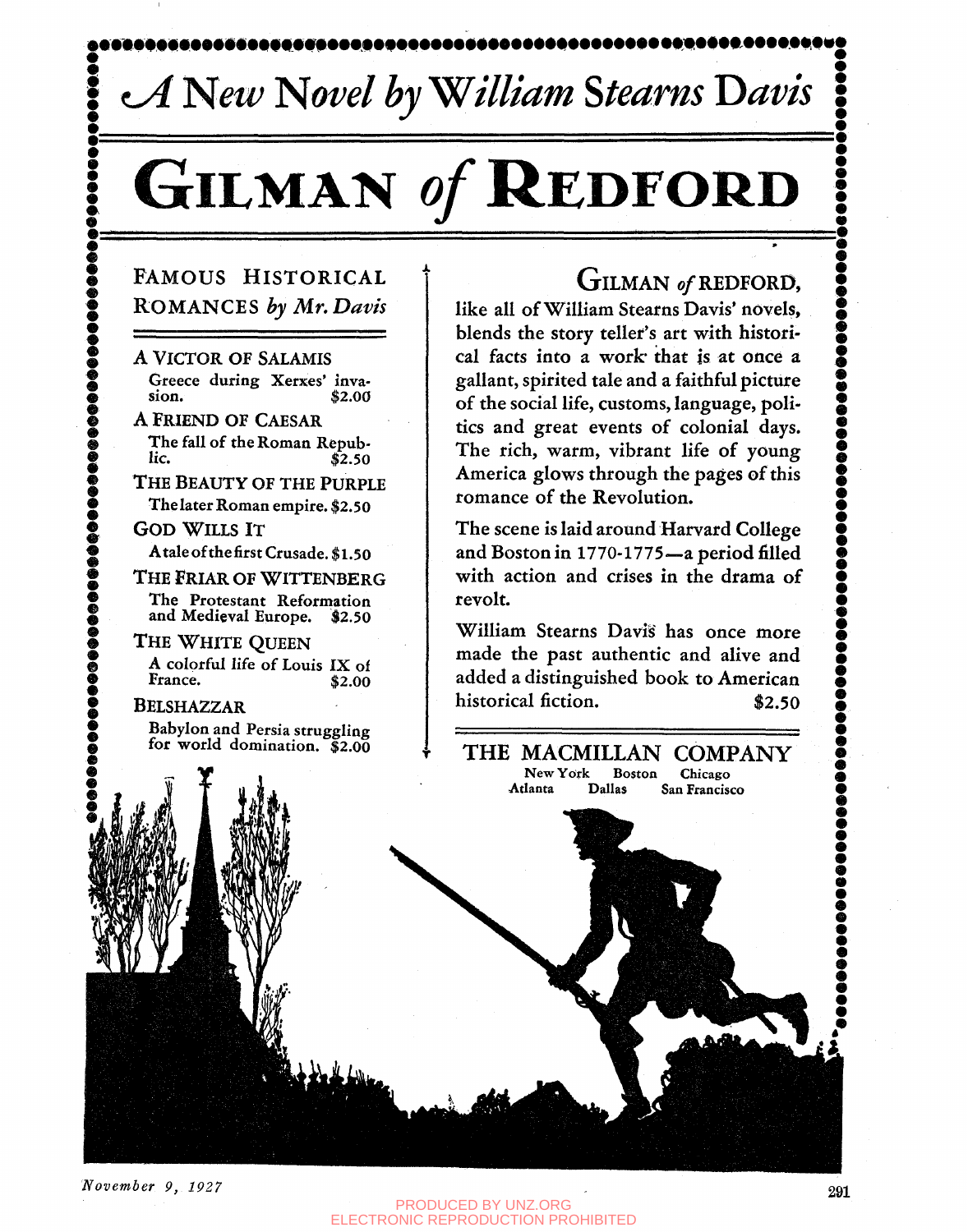*A New Novel by William Stearns Davis*

# GILMAN *of* REDFORD

## FAMOUS HISTORICAL ROMANCES *by Mr. Davis*

A VICTOR OF SALAMIS
Greece during Xerxes' invasion. $2.00

A FRIEND OF CAESAR
The fall of the Roman Republic. $2.50

THE BEAUTY OF THE PURPLE
The later Roman empire. $2.50

GOD WILLS IT
A tale of the first Crusade. $1.50

THE FRIAR OF WITTENBERG
The Protestant Reformation and Medieval Europe. $2.50

THE WHITE QUEEN
A colorful life of Louis IX of France. $2.00

BELSHAZZAR
Babylon and Persia struggling for world domination. $2.00

GILMAN *of* REDFORD, like all of William Stearns Davis' novels, blends the story teller's art with historical facts into a work that is at once a gallant, spirited tale and a faithful picture of the social life, customs, language, politics and great events of colonial days. The rich, warm, vibrant life of young America glows through the pages of this romance of the Revolution.

The scene is laid around Harvard College and Boston in 1770-1775—a period filled with action and crises in the drama of revolt.

William Stearns Davis has once more made the past authentic and alive and added a distinguished book to American historical fiction. $2.50

THE MACMILLAN COMPANY
New York Boston Chicago
Atlanta Dallas San Francisco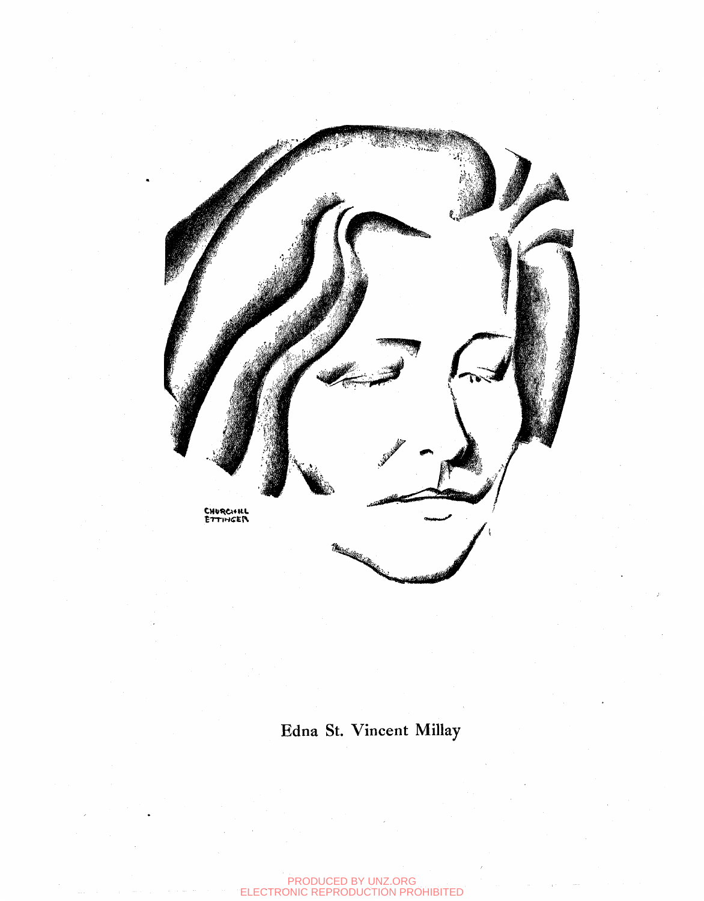Edna St. Vincent Millay